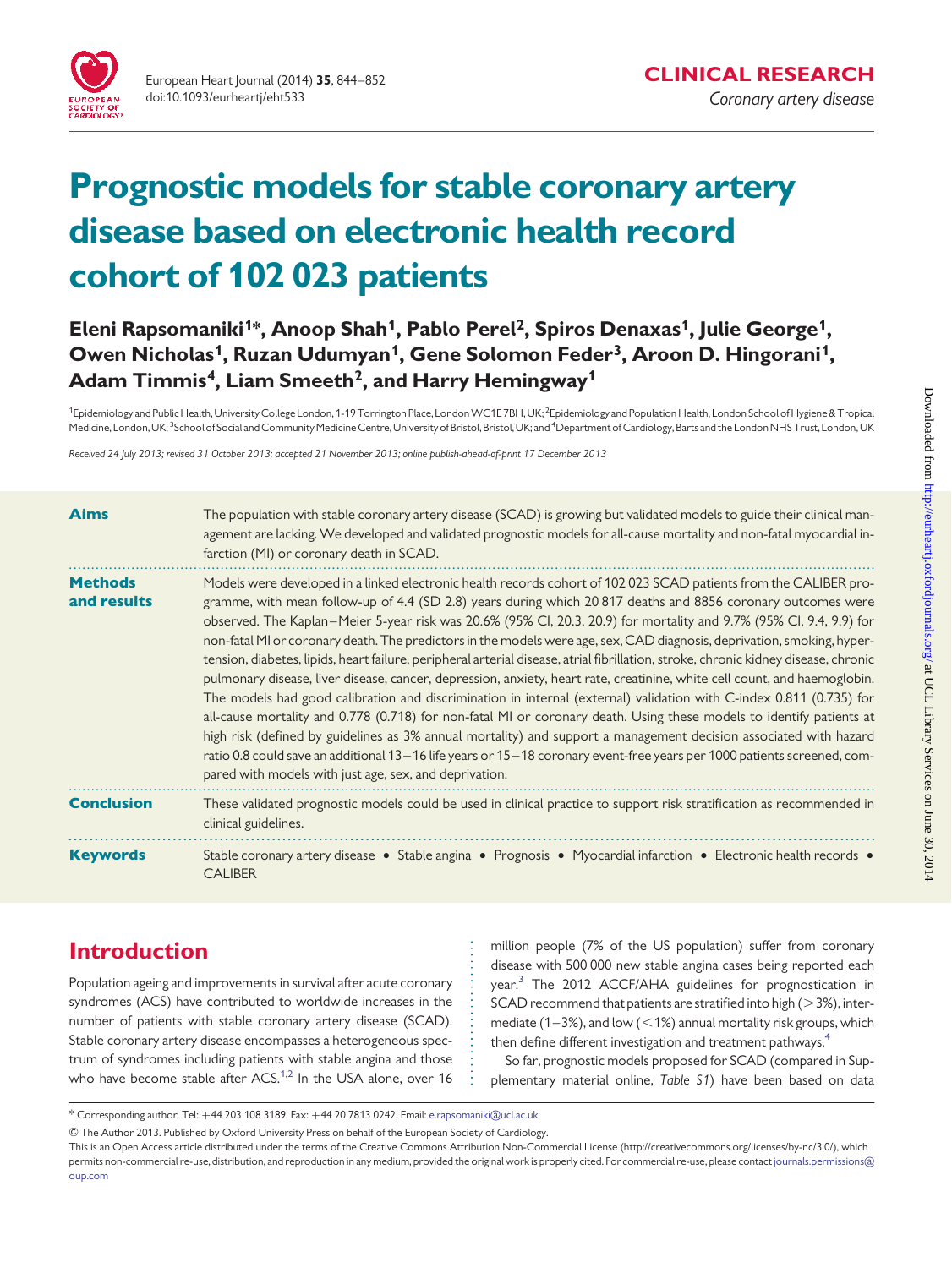CLINICAL RESEARCH

*Coronary artery disease*

# Prognostic models for stable coronary artery disease based on electronic health record cohort of 102 023 patients

**Eleni Rapsomaniki[1]*, Anoop Shah[1], Pablo Perel[2], Spiros Denaxas[1], Julie George[1], Owen Nicholas[1], Ruzan Udumyan[1], Gene Solomon Feder[3], Aroon D. Hingorani[1], Adam Timmis[4], Liam Smeeth[2], and Harry Hemingway[1]**

[1]Epidemiology and Public Health, University College London, 1-19 Torrington Place, London WC1E 7BH, UK; [2]Epidemiology and Population Health, London School of Hygiene & Tropical Medicine, London, UK; [3]School of Social and Community Medicine Centre, University of Bristol, Bristol, UK; and [4]Department of Cardiology, Barts and the London NHS Trust, London, UK

*Received 24 July 2013; revised 31 October 2013; accepted 21 November 2013; online publish-ahead-of-print 17 December 2013*

**Aims** The population with stable coronary artery disease (SCAD) is growing but validated models to guide their clinical management are lacking. We developed and validated prognostic models for all-cause mortality and non-fatal myocardial infarction (MI) or coronary death in SCAD.

**Methods and results** Models were developed in a linked electronic health records cohort of 102 023 SCAD patients from the CALIBER programme, with mean follow-up of 4.4 (SD 2.8) years during which 20 817 deaths and 8856 coronary outcomes were observed. The Kaplan–Meier 5-year risk was 20.6% (95% CI, 20.3, 20.9) for mortality and 9.7% (95% CI, 9.4, 9.9) for non-fatal MI or coronary death. The predictors in the models were age, sex, CAD diagnosis, deprivation, smoking, hypertension, diabetes, lipids, heart failure, peripheral arterial disease, atrial fibrillation, stroke, chronic kidney disease, chronic pulmonary disease, liver disease, cancer, depression, anxiety, heart rate, creatinine, white cell count, and haemoglobin. The models had good calibration and discrimination in internal (external) validation with C-index 0.811 (0.735) for all-cause mortality and 0.778 (0.718) for non-fatal MI or coronary death. Using these models to identify patients at high risk (defined by guidelines as 3% annual mortality) and support a management decision associated with hazard ratio 0.8 could save an additional 13–16 life years or 15–18 coronary event-free years per 1000 patients screened, compared with models with just age, sex, and deprivation.

**Conclusion** These validated prognostic models could be used in clinical practice to support risk stratification as recommended in clinical guidelines.

**Keywords** Stable coronary artery disease • Stable angina • Prognosis • Myocardial infarction • Electronic health records • CALIBER

## Introduction

Population ageing and improvements in survival after acute coronary syndromes (ACS) have contributed to worldwide increases in the number of patients with stable coronary artery disease (SCAD). Stable coronary artery disease encompasses a heterogeneous spectrum of syndromes including patients with stable angina and those who have become stable after ACS.[1,2] In the USA alone, over 16 million people (7% of the US population) suffer from coronary disease with 500 000 new stable angina cases being reported each year.[3] The 2012 ACCF/AHA guidelines for prognostication in SCAD recommend that patients are stratified into high (>3%), intermediate (1–3%), and low (<1%) annual mortality risk groups, which then define different investigation and treatment pathways.[4]

So far, prognostic models proposed for SCAD (compared in Supplementary material online, *Table S1*) have been based on data

* Corresponding author. Tel: +44 203 108 3189, Fax: +44 20 7813 0242, Email: e.rapsomaniki@ucl.ac.uk

© The Author 2013. Published by Oxford University Press on behalf of the European Society of Cardiology.

This is an Open Access article distributed under the terms of the Creative Commons Attribution Non-Commercial License (http://creativecommons.org/licenses/by-nc/3.0/), which permits non-commercial re-use, distribution, and reproduction in any medium, provided the original work is properly cited. For commercial re-use, please contact journals.permissions@oup.com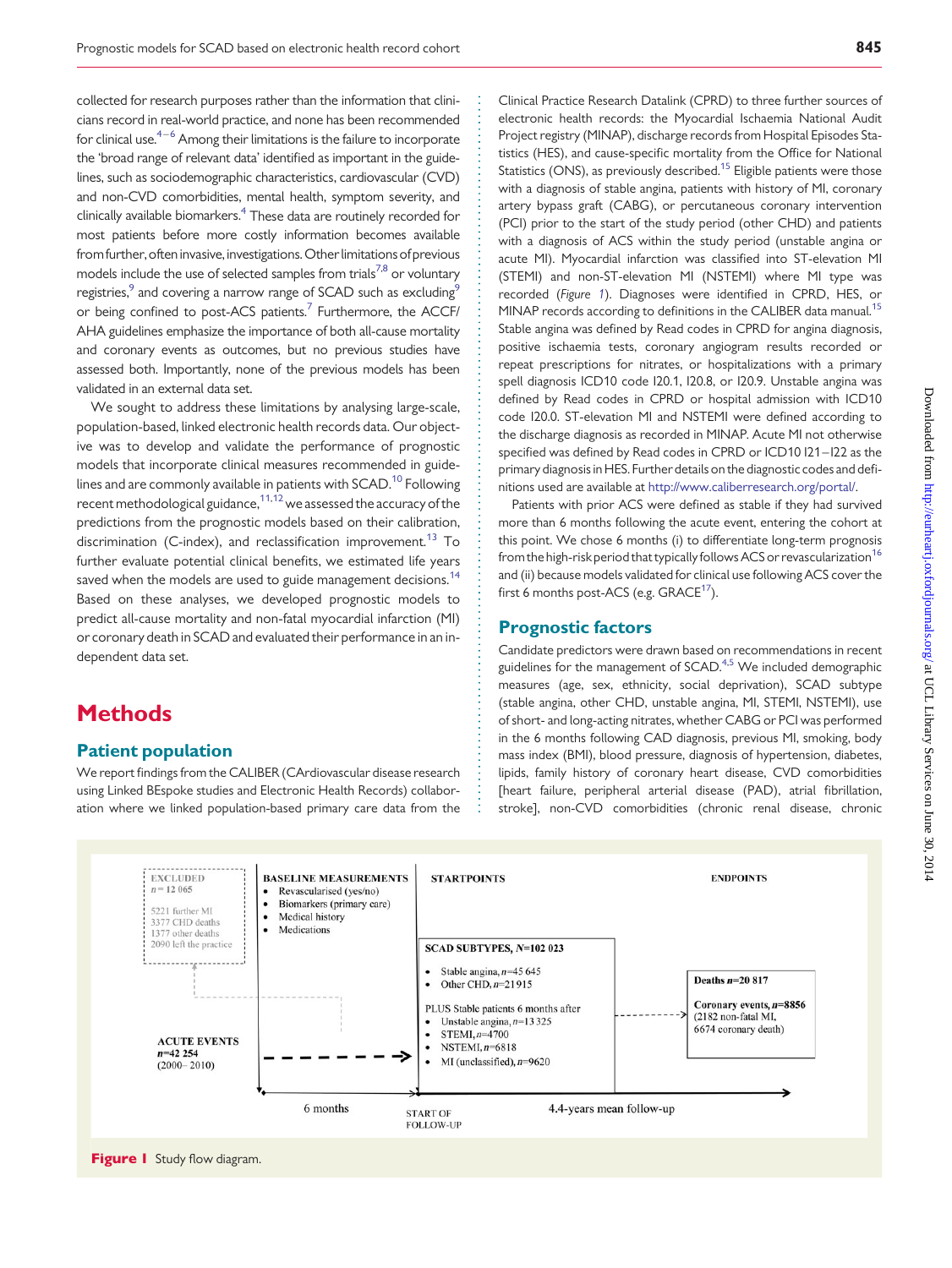collected for research purposes rather than the information that clinicians record in real-world practice, and none has been recommended for clinical use.[4–6] Among their limitations is the failure to incorporate the 'broad range of relevant data' identified as important in the guidelines, such as sociodemographic characteristics, cardiovascular (CVD) and non-CVD comorbidities, mental health, symptom severity, and clinically available biomarkers.[4] These data are routinely recorded for most patients before more costly information becomes available from further, often invasive, investigations. Other limitations of previous models include the use of selected samples from trials[7,8] or voluntary registries,[9] and covering a narrow range of SCAD such as excluding[9] or being confined to post-ACS patients.[7] Furthermore, the ACCF/AHA guidelines emphasize the importance of both all-cause mortality and coronary events as outcomes, but no previous studies have assessed both. Importantly, none of the previous models has been validated in an external data set.

We sought to address these limitations by analysing large-scale, population-based, linked electronic health records data. Our objective was to develop and validate the performance of prognostic models that incorporate clinical measures recommended in guidelines and are commonly available in patients with SCAD.[10] Following recent methodological guidance,[11,12] we assessed the accuracy of the predictions from the prognostic models based on their calibration, discrimination (C-index), and reclassification improvement.[13] To further evaluate potential clinical benefits, we estimated life years saved when the models are used to guide management decisions.[14] Based on these analyses, we developed prognostic models to predict all-cause mortality and non-fatal myocardial infarction (MI) or coronary death in SCAD and evaluated their performance in an independent data set.

# Methods

## Patient population

We report findings from the CALIBER (CArdiovascular disease research using Linked BEspoke studies and Electronic Health Records) collaboration where we linked population-based primary care data from the Clinical Practice Research Datalink (CPRD) to three further sources of electronic health records: the Myocardial Ischaemia National Audit Project registry (MINAP), discharge records from Hospital Episodes Statistics (HES), and cause-specific mortality from the Office for National Statistics (ONS), as previously described.[15] Eligible patients were those with a diagnosis of stable angina, patients with history of MI, coronary artery bypass graft (CABG), or percutaneous coronary intervention (PCI) prior to the start of the study period (other CHD) and patients with a diagnosis of ACS within the study period (unstable angina or acute MI). Myocardial infarction was classified into ST-elevation MI (STEMI) and non-ST-elevation MI (NSTEMI) where MI type was recorded (*Figure 1*). Diagnoses were identified in CPRD, HES, or MINAP records according to definitions in the CALIBER data manual.[15] Stable angina was defined by Read codes in CPRD for angina diagnosis, positive ischaemia tests, coronary angiogram results recorded or repeat prescriptions for nitrates, or hospitalizations with a primary spell diagnosis ICD10 code I20.1, I20.8, or I20.9. Unstable angina was defined by Read codes in CPRD or hospital admission with ICD10 code I20.0. ST-elevation MI and NSTEMI were defined according to the discharge diagnosis as recorded in MINAP. Acute MI not otherwise specified was defined by Read codes in CPRD or ICD10 I21–I22 as the primary diagnosis in HES. Further details on the diagnostic codes and definitions used are available at http://www.caliberresearch.org/portal/.

Patients with prior ACS were defined as stable if they had survived more than 6 months following the acute event, entering the cohort at this point. We chose 6 months (i) to differentiate long-term prognosis from the high-risk period that typically follows ACS or revascularization[16] and (ii) because models validated for clinical use following ACS cover the first 6 months post-ACS (e.g. GRACE[17]).

## Prognostic factors

Candidate predictors were drawn based on recommendations in recent guidelines for the management of SCAD.[4,5] We included demographic measures (age, sex, ethnicity, social deprivation), SCAD subtype (stable angina, other CHD, unstable angina, MI, STEMI, NSTEMI), use of short- and long-acting nitrates, whether CABG or PCI was performed in the 6 months following CAD diagnosis, previous MI, smoking, body mass index (BMI), blood pressure, diagnosis of hypertension, diabetes, lipids, family history of coronary heart disease, CVD comorbidities [heart failure, peripheral arterial disease (PAD), atrial fibrillation, stroke], non-CVD comorbidities (chronic renal disease, chronic

EXCLUDED
$n = 12\,065$
5221 further MI
3377 CHD deaths
1377 other deaths
2090 left the practice

BASELINE MEASUREMENTS
- Revascularised (yes/no)
- Biomarkers (primary care)
- Medical history
- Medications

STARTPOINTS

SCAD SUBTYPES, $N$=102 023
- Stable angina, $n$=45 645
- Other CHD, $n$=21 915

PLUS Stable patients 6 months after
- Unstable angina, $n$=13 325
- STEMI, $n$=4700
- NSTEMI, $n$=6818
- MI (unclassified), $n$=9620

ENDPOINTS

Deaths $n$=20 817

Coronary events, $n$=8856 (2182 non-fatal MI, 6674 coronary death)

ACUTE EVENTS
$n$=42 254
(2000–2010)

6 months — START OF FOLLOW-UP — 4.4-years mean follow-up

**Figure 1** Study flow diagram.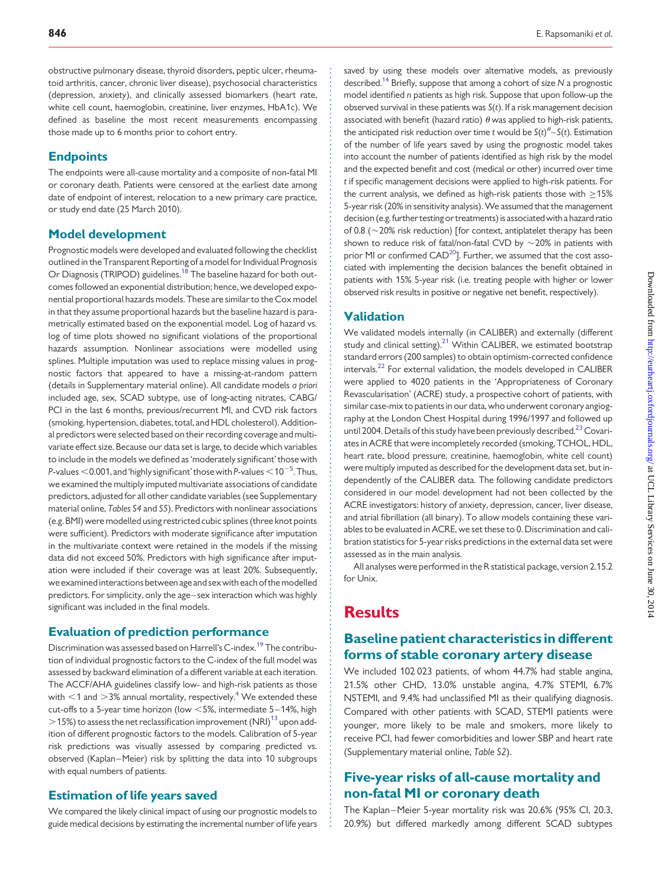obstructive pulmonary disease, thyroid disorders, peptic ulcer, rheumatoid arthritis, cancer, chronic liver disease), psychosocial characteristics (depression, anxiety), and clinically assessed biomarkers (heart rate, white cell count, haemoglobin, creatinine, liver enzymes, HbA1c). We defined as baseline the most recent measurements encompassing those made up to 6 months prior to cohort entry.

## Endpoints

The endpoints were all-cause mortality and a composite of non-fatal MI or coronary death. Patients were censored at the earliest date among date of endpoint of interest, relocation to a new primary care practice, or study end date (25 March 2010).

## Model development

Prognostic models were developed and evaluated following the checklist outlined in the Transparent Reporting of a model for Individual Prognosis Or Diagnosis (TRIPOD) guidelines.[18] The baseline hazard for both outcomes followed an exponential distribution; hence, we developed exponential proportional hazards models. These are similar to the Cox model in that they assume proportional hazards but the baseline hazard is parametrically estimated based on the exponential model. Log of hazard vs. log of time plots showed no significant violations of the proportional hazards assumption. Nonlinear associations were modelled using splines. Multiple imputation was used to replace missing values in prognostic factors that appeared to have a missing-at-random pattern (details in Supplementary material online). All candidate models *a priori* included age, sex, SCAD subtype, use of long-acting nitrates, CABG/PCI in the last 6 months, previous/recurrent MI, and CVD risk factors (smoking, hypertension, diabetes, total, and HDL cholesterol). Additional predictors were selected based on their recording coverage and multivariate effect size. Because our data set is large, to decide which variables to include in the models we defined as 'moderately significant' those with $P$-values $<0.001$, and 'highly significant' those with $P$-values $<10^{-5}$. Thus, we examined the multiply imputed multivariate associations of candidate predictors, adjusted for all other candidate variables (see Supplementary material online, *Tables S4* and *S5*). Predictors with nonlinear associations (e.g. BMI) were modelled using restricted cubic splines (three knot points were sufficient). Predictors with moderate significance after imputation in the multivariate context were retained in the models if the missing data did not exceed 50%. Predictors with high significance after imputation were included if their coverage was at least 20%. Subsequently, we examined interactions between age and sex with each of the modelled predictors. For simplicity, only the age–sex interaction which was highly significant was included in the final models.

## Evaluation of prediction performance

Discrimination was assessed based on Harrell's C-index.[19] The contribution of individual prognostic factors to the C-index of the full model was assessed by backward elimination of a different variable at each iteration. The ACCF/AHA guidelines classify low- and high-risk patients as those with $<1$ and $>3\%$ annual mortality, respectively.[4] We extended these cut-offs to a 5-year time horizon (low $<5\%$, intermediate 5–14%, high $>15\%$) to assess the net reclassification improvement (NRI)[13] upon addition of different prognostic factors to the models. Calibration of 5-year risk predictions was visually assessed by comparing predicted vs. observed (Kaplan–Meier) risk by splitting the data into 10 subgroups with equal numbers of patients.

## Estimation of life years saved

We compared the likely clinical impact of using our prognostic models to guide medical decisions by estimating the incremental number of life years saved by using these models over alternative models, as previously described.[14] Briefly, suppose that among a cohort of size $N$ a prognostic model identified $n$ patients as high risk. Suppose that upon follow-up the observed survival in these patients was $S(t)$. If a risk management decision associated with benefit (hazard ratio) $\theta$ was applied to high-risk patients, the anticipated risk reduction over time $t$ would be $S(t)^{\theta}-S(t)$. Estimation of the number of life years saved by using the prognostic model takes into account the number of patients identified as high risk by the model and the expected benefit and cost (medical or other) incurred over time $t$ if specific management decisions were applied to high-risk patients. For the current analysis, we defined as high-risk patients those with $\geq 15\%$ 5-year risk (20% in sensitivity analysis). We assumed that the management decision (e.g. further testing or treatments) is associated with a hazard ratio of 0.8 (~20% risk reduction) [for context, antiplatelet therapy has been shown to reduce risk of fatal/non-fatal CVD by ~20% in patients with prior MI or confirmed CAD[20]]. Further, we assumed that the cost associated with implementing the decision balances the benefit obtained in patients with 15% 5-year risk (i.e. treating people with higher or lower observed risk results in positive or negative net benefit, respectively).

## Validation

We validated models internally (in CALIBER) and externally (different study and clinical setting).[21] Within CALIBER, we estimated bootstrap standard errors (200 samples) to obtain optimism-corrected confidence intervals.[22] For external validation, the models developed in CALIBER were applied to 4020 patients in the 'Appropriateness of Coronary Revascularisation' (ACRE) study, a prospective cohort of patients, with similar case-mix to patients in our data, who underwent coronary angiography at the London Chest Hospital during 1996/1997 and followed up until 2004. Details of this study have been previously described.[23] Covariates in ACRE that were incompletely recorded (smoking, TCHOL, HDL, heart rate, blood pressure, creatinine, haemoglobin, white cell count) were multiply imputed as described for the development data set, but independently of the CALIBER data. The following candidate predictors considered in our model development had not been collected by the ACRE investigators: history of anxiety, depression, cancer, liver disease, and atrial fibrillation (all binary). To allow models containing these variables to be evaluated in ACRE, we set these to 0. Discrimination and calibration statistics for 5-year risks predictions in the external data set were assessed as in the main analysis.

All analyses were performed in the R statistical package, version 2.15.2 for Unix.

# Results

## Baseline patient characteristics in different forms of stable coronary artery disease

We included 102 023 patients, of whom 44.7% had stable angina, 21.5% other CHD, 13.0% unstable angina, 4.7% STEMI, 6.7% NSTEMI, and 9.4% had unclassified MI as their qualifying diagnosis. Compared with other patients with SCAD, STEMI patients were younger, more likely to be male and smokers, more likely to receive PCI, had fewer comorbidities and lower SBP and heart rate (Supplementary material online, *Table S2*).

## Five-year risks of all-cause mortality and non-fatal MI or coronary death

The Kaplan–Meier 5-year mortality risk was 20.6% (95% CI, 20.3, 20.9%) but differed markedly among different SCAD subtypes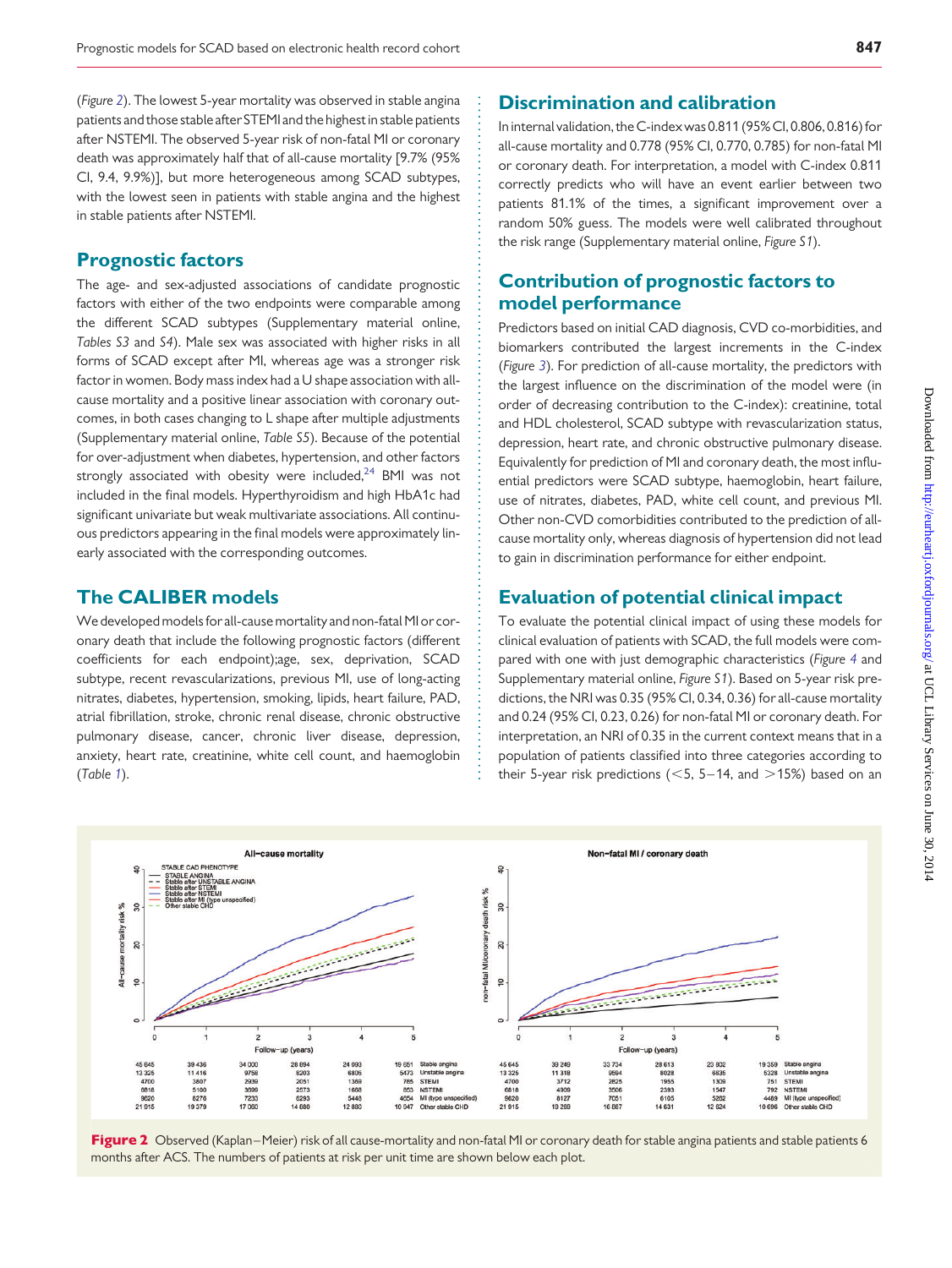(*Figure 2*). The lowest 5-year mortality was observed in stable angina patients and those stable after STEMI and the highest in stable patients after NSTEMI. The observed 5-year risk of non-fatal MI or coronary death was approximately half that of all-cause mortality [9.7% (95% CI, 9.4, 9.9%)], but more heterogeneous among SCAD subtypes, with the lowest seen in patients with stable angina and the highest in stable patients after NSTEMI.

## Prognostic factors

The age- and sex-adjusted associations of candidate prognostic factors with either of the two endpoints were comparable among the different SCAD subtypes (Supplementary material online, *Tables S3* and *S4*). Male sex was associated with higher risks in all forms of SCAD except after MI, whereas age was a stronger risk factor in women. Body mass index had a U shape association with all-cause mortality and a positive linear association with coronary outcomes, in both cases changing to L shape after multiple adjustments (Supplementary material online, *Table S5*). Because of the potential for over-adjustment when diabetes, hypertension, and other factors strongly associated with obesity were included,[24] BMI was not included in the final models. Hyperthyroidism and high HbA1c had significant univariate but weak multivariate associations. All continuous predictors appearing in the final models were approximately linearly associated with the corresponding outcomes.

## The CALIBER models

We developed models for all-cause mortality and non-fatal MI or coronary death that include the following prognostic factors (different coefficients for each endpoint);age, sex, deprivation, SCAD subtype, recent revascularizations, previous MI, use of long-acting nitrates, diabetes, hypertension, smoking, lipids, heart failure, PAD, atrial fibrillation, stroke, chronic renal disease, chronic obstructive pulmonary disease, cancer, chronic liver disease, depression, anxiety, heart rate, creatinine, white cell count, and haemoglobin (*Table 1*).

## Discrimination and calibration

In internal validation, the C-index was 0.811 (95% CI, 0.806, 0.816) for all-cause mortality and 0.778 (95% CI, 0.770, 0.785) for non-fatal MI or coronary death. For interpretation, a model with C-index 0.811 correctly predicts who will have an event earlier between two patients 81.1% of the times, a significant improvement over a random 50% guess. The models were well calibrated throughout the risk range (Supplementary material online, *Figure S1*).

## Contribution of prognostic factors to model performance

Predictors based on initial CAD diagnosis, CVD co-morbidities, and biomarkers contributed the largest increments in the C-index (*Figure 3*). For prediction of all-cause mortality, the predictors with the largest influence on the discrimination of the model were (in order of decreasing contribution to the C-index): creatinine, total and HDL cholesterol, SCAD subtype with revascularization status, depression, heart rate, and chronic obstructive pulmonary disease. Equivalently for prediction of MI and coronary death, the most influential predictors were SCAD subtype, haemoglobin, heart failure, use of nitrates, diabetes, PAD, white cell count, and previous MI. Other non-CVD comorbidities contributed to the prediction of all-cause mortality only, whereas diagnosis of hypertension did not lead to gain in discrimination performance for either endpoint.

## Evaluation of potential clinical impact

To evaluate the potential clinical impact of using these models for clinical evaluation of patients with SCAD, the full models were compared with one with just demographic characteristics (*Figure 4* and Supplementary material online, *Figure S1*). Based on 5-year risk predictions, the NRI was 0.35 (95% CI, 0.34, 0.36) for all-cause mortality and 0.24 (95% CI, 0.23, 0.26) for non-fatal MI or coronary death. For interpretation, an NRI of 0.35 in the current context means that in a population of patients classified into three categories according to their 5-year risk predictions (<5, 5–14, and >15%) based on an

**Figure 2** Observed (Kaplan–Meier) risk of all cause-mortality and non-fatal MI or coronary death for stable angina patients and stable patients 6 months after ACS. The numbers of patients at risk per unit time are shown below each plot.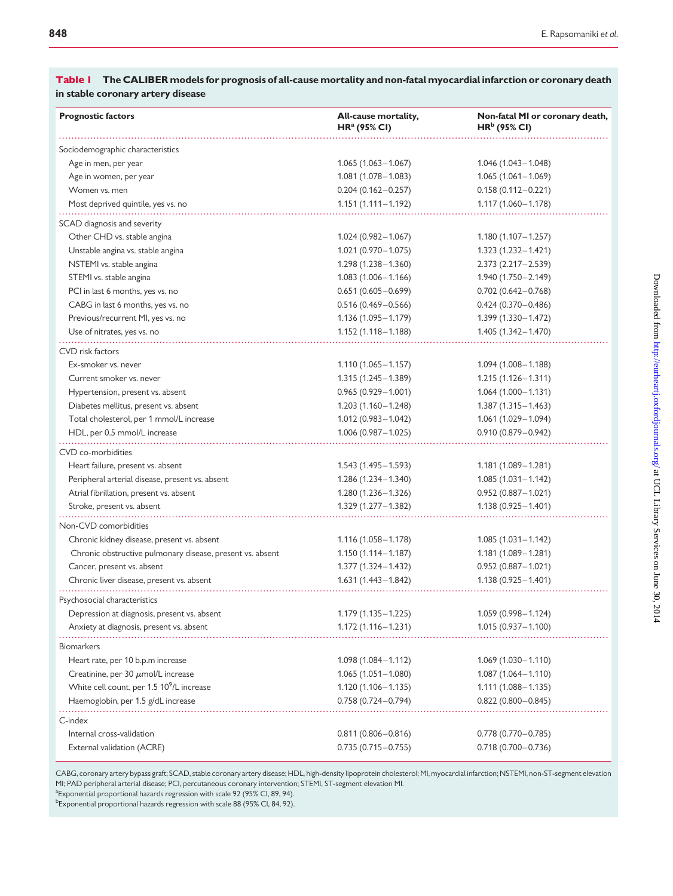**Table 1** The CALIBER models for prognosis of all-cause mortality and non-fatal myocardial infarction or coronary death in stable coronary artery disease

| Prognostic factors | All-cause mortality, HR[a] (95% CI) | Non-fatal MI or coronary death, HR[b] (95% CI) |
|---|---|---|
| Sociodemographic characteristics | | |
| Age in men, per year | 1.065 (1.063–1.067) | 1.046 (1.043–1.048) |
| Age in women, per year | 1.081 (1.078–1.083) | 1.065 (1.061–1.069) |
| Women vs. men | 0.204 (0.162–0.257) | 0.158 (0.112–0.221) |
| Most deprived quintile, yes vs. no | 1.151 (1.111–1.192) | 1.117 (1.060–1.178) |
| SCAD diagnosis and severity | | |
| Other CHD vs. stable angina | 1.024 (0.982–1.067) | 1.180 (1.107–1.257) |
| Unstable angina vs. stable angina | 1.021 (0.970–1.075) | 1.323 (1.232–1.421) |
| NSTEMI vs. stable angina | 1.298 (1.238–1.360) | 2.373 (2.217–2.539) |
| STEMI vs. stable angina | 1.083 (1.006–1.166) | 1.940 (1.750–2.149) |
| PCI in last 6 months, yes vs. no | 0.651 (0.605–0.699) | 0.702 (0.642–0.768) |
| CABG in last 6 months, yes vs. no | 0.516 (0.469–0.566) | 0.424 (0.370–0.486) |
| Previous/recurrent MI, yes vs. no | 1.136 (1.095–1.179) | 1.399 (1.330–1.472) |
| Use of nitrates, yes vs. no | 1.152 (1.118–1.188) | 1.405 (1.342–1.470) |
| CVD risk factors | | |
| Ex-smoker vs. never | 1.110 (1.065–1.157) | 1.094 (1.008–1.188) |
| Current smoker vs. never | 1.315 (1.245–1.389) | 1.215 (1.126–1.311) |
| Hypertension, present vs. absent | 0.965 (0.929–1.001) | 1.064 (1.000–1.131) |
| Diabetes mellitus, present vs. absent | 1.203 (1.160–1.248) | 1.387 (1.315–1.463) |
| Total cholesterol, per 1 mmol/L increase | 1.012 (0.983–1.042) | 1.061 (1.029–1.094) |
| HDL, per 0.5 mmol/L increase | 1.006 (0.987–1.025) | 0.910 (0.879–0.942) |
| CVD co-morbidities | | |
| Heart failure, present vs. absent | 1.543 (1.495–1.593) | 1.181 (1.089–1.281) |
| Peripheral arterial disease, present vs. absent | 1.286 (1.234–1.340) | 1.085 (1.031–1.142) |
| Atrial fibrillation, present vs. absent | 1.280 (1.236–1.326) | 0.952 (0.887–1.021) |
| Stroke, present vs. absent | 1.329 (1.277–1.382) | 1.138 (0.925–1.401) |
| Non-CVD comorbidities | | |
| Chronic kidney disease, present vs. absent | 1.116 (1.058–1.178) | 1.085 (1.031–1.142) |
| Chronic obstructive pulmonary disease, present vs. absent | 1.150 (1.114–1.187) | 1.181 (1.089–1.281) |
| Cancer, present vs. absent | 1.377 (1.324–1.432) | 0.952 (0.887–1.021) |
| Chronic liver disease, present vs. absent | 1.631 (1.443–1.842) | 1.138 (0.925–1.401) |
| Psychosocial characteristics | | |
| Depression at diagnosis, present vs. absent | 1.179 (1.135–1.225) | 1.059 (0.998–1.124) |
| Anxiety at diagnosis, present vs. absent | 1.172 (1.116–1.231) | 1.015 (0.937–1.100) |
| Biomarkers | | |
| Heart rate, per 10 b.p.m increase | 1.098 (1.084–1.112) | 1.069 (1.030–1.110) |
| Creatinine, per 30 μmol/L increase | 1.065 (1.051–1.080) | 1.087 (1.064–1.110) |
| White cell count, per 1.5 $10^9$/L increase | 1.120 (1.106–1.135) | 1.111 (1.088–1.135) |
| Haemoglobin, per 1.5 g/dL increase | 0.758 (0.724–0.794) | 0.822 (0.800–0.845) |
| C-index | | |
| Internal cross-validation | 0.811 (0.806–0.816) | 0.778 (0.770–0.785) |
| External validation (ACRE) | 0.735 (0.715–0.755) | 0.718 (0.700–0.736) |

CABG, coronary artery bypass graft; SCAD, stable coronary artery disease; HDL, high-density lipoprotein cholesterol; MI, myocardial infarction; NSTEMI, non-ST-segment elevation MI; PAD peripheral arterial disease; PCI, percutaneous coronary intervention; STEMI, ST-segment elevation MI.

[a]Exponential proportional hazards regression with scale 92 (95% CI, 89, 94).

[b]Exponential proportional hazards regression with scale 88 (95% CI, 84, 92).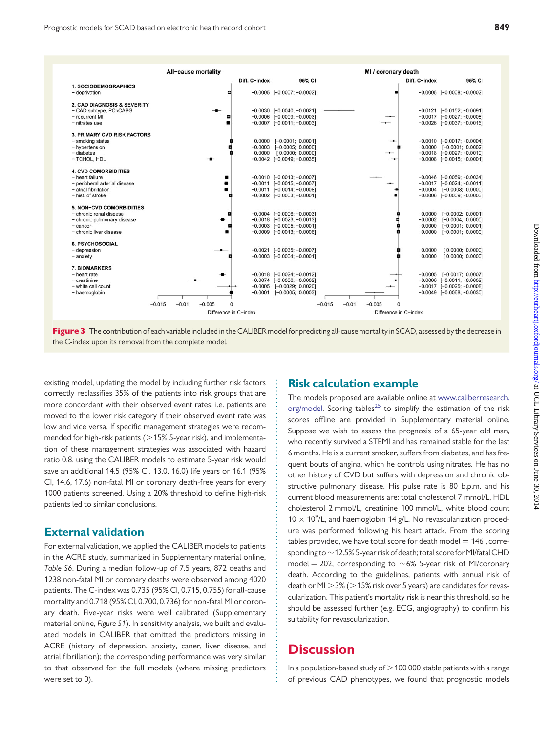| | All-cause mortality | | MI / coronary death | |
|---|---|---|---|---|
| | Diff. C-index | 95% CI | Diff. C-index | 95% CI |
| **1. SOCIODEMOGRAPHICS** | | | | |
| – deprivation | −0.0005 | [−0.0007; −0.0002] | −0.0005 | [−0.0008; −0.0002] |
| **2. CAD DIAGNOSIS & SEVERITY** | | | | |
| – CAD subtype, PCI/CABG | −0.0030 | [−0.0040; −0.0021] | −0.0121 | [−0.0152; −0.0091] |
| – recurrent MI | −0.0006 | [−0.0009; −0.0003] | −0.0017 | [−0.0027; −0.0008] |
| – nitrates use | −0.0007 | [−0.0011; −0.0003] | −0.0026 | [−0.0037; −0.0016] |
| **3. PRIMARY CVD RISK FACTORS** | | | | |
| – smoking status | 0.0000 | [−0.0001; 0.0001] | −0.0010 | [−0.0017; −0.0004] |
| – hypertension | −0.0003 | [−0.0005; 0.0000] | 0.0000 | [−0.0001; 0.0002] |
| – diabetes | 0.0000 | [0.0000; 0.0000] | −0.0018 | [−0.0027; −0.0010] |
| – TCHOL, HDL | −0.0042 | [−0.0049; −0.0035] | −0.0008 | [−0.0015; −0.0001] |
| **4. CVD COMORBIDITIES** | | | | |
| – heart failure | −0.0010 | [−0.0013; −0.0007] | −0.0046 | [−0.0059; −0.0034] |
| – peripheral arterial disease | −0.0011 | [−0.0015; −0.0007] | −0.0017 | [−0.0024; −0.0011] |
| – atrial fibrillation | −0.0011 | [−0.0014; −0.0008] | −0.0004 | [−0.0008; 0.0000] |
| – hist. of stroke | −0.0002 | [−0.0003; −0.0001] | −0.0006 | [−0.0009; −0.0003] |
| **5. NON-CVD COMORBIDITIES** | | | | |
| – chronic renal disease | −0.0004 | [−0.0006; −0.0003] | 0.0000 | [−0.0002; 0.0001] |
| – chronic pulmonary disease | −0.0018 | [−0.0023; −0.0013] | −0.0002 | [−0.0004; 0.0000] |
| – cancer | −0.0003 | [−0.0005; −0.0001] | 0.0000 | [−0.0001; 0.0001] |
| – chronic liver disease | −0.0009 | [−0.0013; −0.0006] | 0.0000 | [−0.0001; 0.0000] |
| **6. PSYCHOSOCIAL** | | | | |
| – depression | −0.0021 | [−0.0035; −0.0007] | 0.0000 | [0.0000; 0.0000] |
| – anxiety | −0.0003 | [−0.0004; −0.0001] | 0.0000 | [0.0000; 0.0000] |
| **7. BIOMARKERS** | | | | |
| – heart rate | −0.0018 | [−0.0024; −0.0012] | −0.0005 | [−0.0017; 0.0007] |
| – creatinine | −0.0074 | [−0.0086; −0.0062] | −0.0006 | [−0.0011; −0.0002] |
| – white cell count | −0.0005 | [−0.0029; 0.0020] | −0.0017 | [−0.0025; −0.0008] |
| – haemoglobin | −0.0001 | [−0.0005; 0.0003] | −0.0049 | [−0.0068; −0.0030] |

**Figure 3** The contribution of each variable included in the CALIBER model for predicting all-cause mortality in SCAD, assessed by the decrease in the C-index upon its removal from the complete model.

existing model, updating the model by including further risk factors correctly reclassifies 35% of the patients into risk groups that are more concordant with their observed event rates, i.e. patients are moved to the lower risk category if their observed event rate was low and vice versa. If specific management strategies were recommended for high-risk patients (>15% 5-year risk), and implementation of these management strategies was associated with hazard ratio 0.8, using the CALIBER models to estimate 5-year risk would save an additional 14.5 (95% CI, 13.0, 16.0) life years or 16.1 (95% CI, 14.6, 17.6) non-fatal MI or coronary death-free years for every 1000 patients screened. Using a 20% threshold to define high-risk patients led to similar conclusions.

## External validation

For external validation, we applied the CALIBER models to patients in the ACRE study, summarized in Supplementary material online, *Table S6*. During a median follow-up of 7.5 years, 872 deaths and 1238 non-fatal MI or coronary deaths were observed among 4020 patients. The C-index was 0.735 (95% CI, 0.715, 0.755) for all-cause mortality and 0.718 (95% CI, 0.700, 0.736) for non-fatal MI or coronary death. Five-year risks were well calibrated (Supplementary material online, *Figure S1*). In sensitivity analysis, we built and evaluated models in CALIBER that omitted the predictors missing in ACRE (history of depression, anxiety, caner, liver disease, and atrial fibrillation); the corresponding performance was very similar to that observed for the full models (where missing predictors were set to 0).

## Risk calculation example

The models proposed are available online at www.caliberresearch.org/model. Scoring tables[25] to simplify the estimation of the risk scores offline are provided in Supplementary material online. Suppose we wish to assess the prognosis of a 65-year old man, who recently survived a STEMI and has remained stable for the last 6 months. He is a current smoker, suffers from diabetes, and has frequent bouts of angina, which he controls using nitrates. He has no other history of CVD but suffers with depression and chronic obstructive pulmonary disease. His pulse rate is 80 b.p.m. and his current blood measurements are: total cholesterol 7 mmol/L, HDL cholesterol 2 mmol/L, creatinine 100 mmol/L, white blood count 10 × $10^9$/L, and haemoglobin 14 g/L. No revascularization procedure was performed following his heart attack. From the scoring tables provided, we have total score for death model = 146 , corresponding to ~12.5% 5-year risk of death; total score for MI/fatal CHD model = 202, corresponding to ~6% 5-year risk of MI/coronary death. According to the guidelines, patients with annual risk of death or MI >3% (>15% risk over 5 years) are candidates for revascularization. This patient's mortality risk is near this threshold, so he should be assessed further (e.g. ECG, angiography) to confirm his suitability for revascularization.

# Discussion

In a population-based study of >100 000 stable patients with a range of previous CAD phenotypes, we found that prognostic models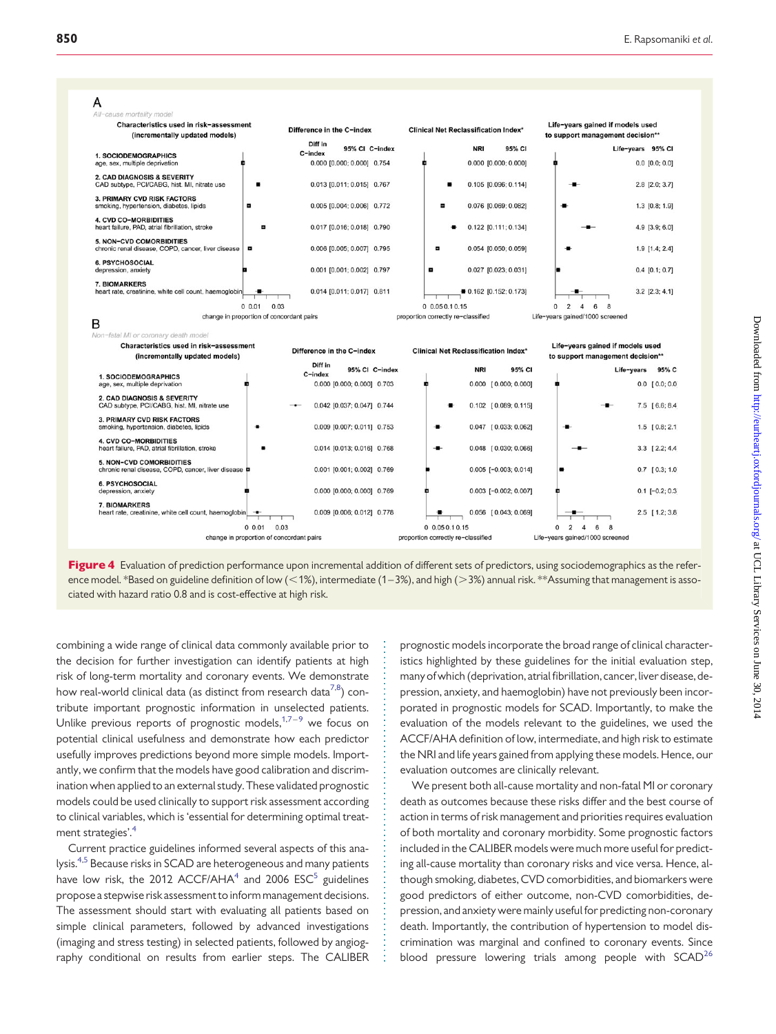**A**

*All-cause mortality model*

| Characteristics used in risk-assessment (incrementally updated models) | Diff in C-index | 95% CI | C-index | NRI | 95% CI | Life-years | 95% CI |
|---|---|---|---|---|---|---|---|
| 1. SOCIODEMOGRAPHICS age, sex, multiple deprivation | 0.000 | [0.000; 0.000] | 0.754 | 0.000 | [0.000; 0.000] | 0.0 | [0.0; 0.0] |
| 2. CAD DIAGNOSIS & SEVERITY CAD subtype, PCI/CABG, hist. MI, nitrate use | 0.013 | [0.011; 0.015] | 0.767 | 0.105 | [0.096; 0.114] | 2.8 | [2.0; 3.7] |
| 3. PRIMARY CVD RISK FACTORS smoking, hypertension, diabetes, lipids | 0.005 | [0.004; 0.006] | 0.772 | 0.076 | [0.069; 0.082] | 1.3 | [0.8; 1.9] |
| 4. CVD CO-MORBIDITIES heart failure, PAD, atrial fibrillation, stroke | 0.017 | [0.016; 0.018] | 0.790 | 0.122 | [0.111; 0.134] | 4.9 | [3.9; 6.0] |
| 5. NON-CVD COMORBIDITIES chronic renal disease, COPD, cancer, liver disease | 0.006 | [0.005; 0.007] | 0.795 | 0.054 | [0.050; 0.059] | 1.9 | [1.4; 2.4] |
| 6. PSYCHOSOCIAL depression, anxiety | 0.001 | [0.001; 0.002] | 0.797 | 0.027 | [0.023; 0.031] | 0.4 | [0.1; 0.7] |
| 7. BIOMARKERS heart rate, creatinine, white cell count, haemoglobin | 0.014 | [0.011; 0.017] | 0.811 | 0.162 | [0.152; 0.173] | 3.2 | [2.3; 4.1] |

Column groups: Difference in the C-index (change in proportion of concordant pairs); Clinical Net Reclassification Index* (proportion correctly re-classified); Life-years gained if models used to support management decision** (Life-years gained/1000 screened).

**B**

*Non-fatal MI or coronary death model*

| Characteristics used in risk-assessment (incrementally updated models) | Diff in C-index | 95% CI | C-index | NRI | 95% CI | Life-years | 95% CI |
|---|---|---|---|---|---|---|---|
| 1. SOCIODEMOGRAPHICS age, sex, multiple deprivation | 0.000 | [0.000; 0.000] | 0.703 | 0.000 | [0.000; 0.000] | 0.0 | [0.0; 0.0] |
| 2. CAD DIAGNOSIS & SEVERITY CAD subtype, PCI/CABG, hist. MI, nitrate use | 0.042 | [0.037; 0.047] | 0.744 | 0.102 | [0.089; 0.115] | 7.5 | [6.6; 8.4] |
| 3. PRIMARY CVD RISK FACTORS smoking, hypertension, diabetes, lipids | 0.009 | [0.007; 0.011] | 0.753 | 0.047 | [0.033; 0.062] | 1.5 | [0.8; 2.1] |
| 4. CVD CO-MORBIDITIES heart failure, PAD, atrial fibrillation, stroke | 0.014 | [0.013; 0.016] | 0.768 | 0.048 | [0.030; 0.066] | 3.3 | [2.2; 4.4] |
| 5. NON-CVD COMORBIDITIES chronic renal disease, COPD, cancer, liver disease | 0.001 | [0.001; 0.002] | 0.769 | 0.005 | [−0.003; 0.014] | 0.7 | [0.3; 1.0] |
| 6. PSYCHOSOCIAL depression, anxiety | 0.000 | [0.000; 0.000] | 0.769 | 0.003 | [−0.002; 0.007] | 0.1 | [−0.2; 0.3] |
| 7. BIOMARKERS heart rate, creatinine, white cell count, haemoglobin | 0.009 | [0.006; 0.012] | 0.778 | 0.056 | [0.043; 0.069] | 2.5 | [1.2; 3.8] |

**Figure 4** Evaluation of prediction performance upon incremental addition of different sets of predictors, using sociodemographics as the reference model. *Based on guideline definition of low (<1%), intermediate (1–3%), and high (>3%) annual risk. **Assuming that management is associated with hazard ratio 0.8 and is cost-effective at high risk.

combining a wide range of clinical data commonly available prior to the decision for further investigation can identify patients at high risk of long-term mortality and coronary events. We demonstrate how real-world clinical data (as distinct from research data[7,8]) contribute important prognostic information in unselected patients. Unlike previous reports of prognostic models,[1,7–9] we focus on potential clinical usefulness and demonstrate how each predictor usefully improves predictions beyond more simple models. Importantly, we confirm that the models have good calibration and discrimination when applied to an external study. These validated prognostic models could be used clinically to support risk assessment according to clinical variables, which is 'essential for determining optimal treatment strategies'.[4]

Current practice guidelines informed several aspects of this analysis.[4,5] Because risks in SCAD are heterogeneous and many patients have low risk, the 2012 ACCF/AHA[4] and 2006 ESC[5] guidelines propose a stepwise risk assessment to inform management decisions. The assessment should start with evaluating all patients based on simple clinical parameters, followed by advanced investigations (imaging and stress testing) in selected patients, followed by angiography conditional on results from earlier steps. The CALIBER prognostic models incorporate the broad range of clinical characteristics highlighted by these guidelines for the initial evaluation step, many of which (deprivation, atrial fibrillation, cancer, liver disease, depression, anxiety, and haemoglobin) have not previously been incorporated in prognostic models for SCAD. Importantly, to make the evaluation of the models relevant to the guidelines, we used the ACCF/AHA definition of low, intermediate, and high risk to estimate the NRI and life years gained from applying these models. Hence, our evaluation outcomes are clinically relevant.

We present both all-cause mortality and non-fatal MI or coronary death as outcomes because these risks differ and the best course of action in terms of risk management and priorities requires evaluation of both mortality and coronary morbidity. Some prognostic factors included in the CALIBER models were much more useful for predicting all-cause mortality than coronary risks and vice versa. Hence, although smoking, diabetes, CVD comorbidities, and biomarkers were good predictors of either outcome, non-CVD comorbidities, depression, and anxiety were mainly useful for predicting non-coronary death. Importantly, the contribution of hypertension to model discrimination was marginal and confined to coronary events. Since blood pressure lowering trials among people with SCAD[26]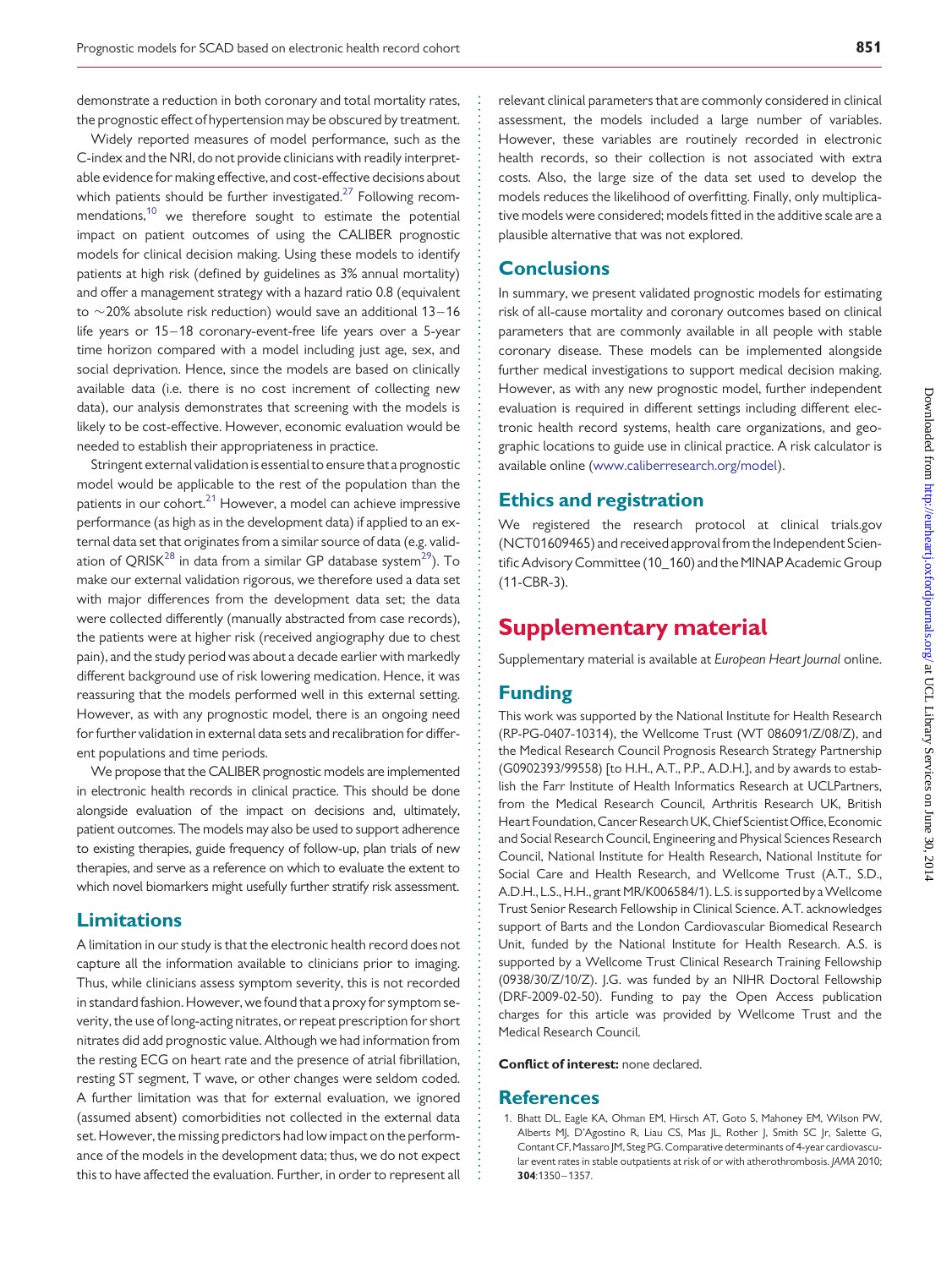demonstrate a reduction in both coronary and total mortality rates, the prognostic effect of hypertension may be obscured by treatment.

Widely reported measures of model performance, such as the C-index and the NRI, do not provide clinicians with readily interpretable evidence for making effective, and cost-effective decisions about which patients should be further investigated.[27] Following recommendations,[10] we therefore sought to estimate the potential impact on patient outcomes of using the CALIBER prognostic models for clinical decision making. Using these models to identify patients at high risk (defined by guidelines as 3% annual mortality) and offer a management strategy with a hazard ratio 0.8 (equivalent to ~20% absolute risk reduction) would save an additional 13–16 life years or 15–18 coronary-event-free life years over a 5-year time horizon compared with a model including just age, sex, and social deprivation. Hence, since the models are based on clinically available data (i.e. there is no cost increment of collecting new data), our analysis demonstrates that screening with the models is likely to be cost-effective. However, economic evaluation would be needed to establish their appropriateness in practice.

Stringent external validation is essential to ensure that a prognostic model would be applicable to the rest of the population than the patients in our cohort.[21] However, a model can achieve impressive performance (as high as in the development data) if applied to an external data set that originates from a similar source of data (e.g. validation of QRISK[28] in data from a similar GP database system[29]). To make our external validation rigorous, we therefore used a data set with major differences from the development data set; the data were collected differently (manually abstracted from case records), the patients were at higher risk (received angiography due to chest pain), and the study period was about a decade earlier with markedly different background use of risk lowering medication. Hence, it was reassuring that the models performed well in this external setting. However, as with any prognostic model, there is an ongoing need for further validation in external data sets and recalibration for different populations and time periods.

We propose that the CALIBER prognostic models are implemented in electronic health records in clinical practice. This should be done alongside evaluation of the impact on decisions and, ultimately, patient outcomes. The models may also be used to support adherence to existing therapies, guide frequency of follow-up, plan trials of new therapies, and serve as a reference on which to evaluate the extent to which novel biomarkers might usefully further stratify risk assessment.

## Limitations

A limitation in our study is that the electronic health record does not capture all the information available to clinicians prior to imaging. Thus, while clinicians assess symptom severity, this is not recorded in standard fashion. However, we found that a proxy for symptom severity, the use of long-acting nitrates, or repeat prescription for short nitrates did add prognostic value. Although we had information from the resting ECG on heart rate and the presence of atrial fibrillation, resting ST segment, T wave, or other changes were seldom coded. A further limitation was that for external evaluation, we ignored (assumed absent) comorbidities not collected in the external data set. However, the missing predictors had low impact on the performance of the models in the development data; thus, we do not expect this to have affected the evaluation. Further, in order to represent all relevant clinical parameters that are commonly considered in clinical assessment, the models included a large number of variables. However, these variables are routinely recorded in electronic health records, so their collection is not associated with extra costs. Also, the large size of the data set used to develop the models reduces the likelihood of overfitting. Finally, only multiplicative models were considered; models fitted in the additive scale are a plausible alternative that was not explored.

## Conclusions

In summary, we present validated prognostic models for estimating risk of all-cause mortality and coronary outcomes based on clinical parameters that are commonly available in all people with stable coronary disease. These models can be implemented alongside further medical investigations to support medical decision making. However, as with any new prognostic model, further independent evaluation is required in different settings including different electronic health record systems, health care organizations, and geographic locations to guide use in clinical practice. A risk calculator is available online (www.caliberresearch.org/model).

## Ethics and registration

We registered the research protocol at clinical trials.gov (NCT01609465) and received approval from the Independent Scientific Advisory Committee (10_160) and the MINAP Academic Group (11-CBR-3).

# Supplementary material

Supplementary material is available at *European Heart Journal* online.

## Funding

This work was supported by the National Institute for Health Research (RP-PG-0407-10314), the Wellcome Trust (WT 086091/Z/08/Z), and the Medical Research Council Prognosis Research Strategy Partnership (G0902393/99558) [to H.H., A.T., P.P., A.D.H.], and by awards to establish the Farr Institute of Health Informatics Research at UCLPartners, from the Medical Research Council, Arthritis Research UK, British Heart Foundation, Cancer Research UK, Chief Scientist Office, Economic and Social Research Council, Engineering and Physical Sciences Research Council, National Institute for Health Research, National Institute for Social Care and Health Research, and Wellcome Trust (A.T., S.D., A.D.H., L.S., H.H., grant MR/K006584/1). L.S. is supported by a Wellcome Trust Senior Research Fellowship in Clinical Science. A.T. acknowledges support of Barts and the London Cardiovascular Biomedical Research Unit, funded by the National Institute for Health Research. A.S. is supported by a Wellcome Trust Clinical Research Training Fellowship (0938/30/Z/10/Z). J.G. was funded by an NIHR Doctoral Fellowship (DRF-2009-02-50). Funding to pay the Open Access publication charges for this article was provided by Wellcome Trust and the Medical Research Council.

**Conflict of interest:** none declared.

## References

1. Bhatt DL, Eagle KA, Ohman EM, Hirsch AT, Goto S, Mahoney EM, Wilson PW, Alberts MJ, D'Agostino R, Liau CS, Mas JL, Rother J, Smith SC Jr, Salette G, Contant CF, Massaro JM, Steg PG. Comparative determinants of 4-year cardiovascular event rates in stable outpatients at risk of or with atherothrombosis. *JAMA* 2010; **304**:1350–1357.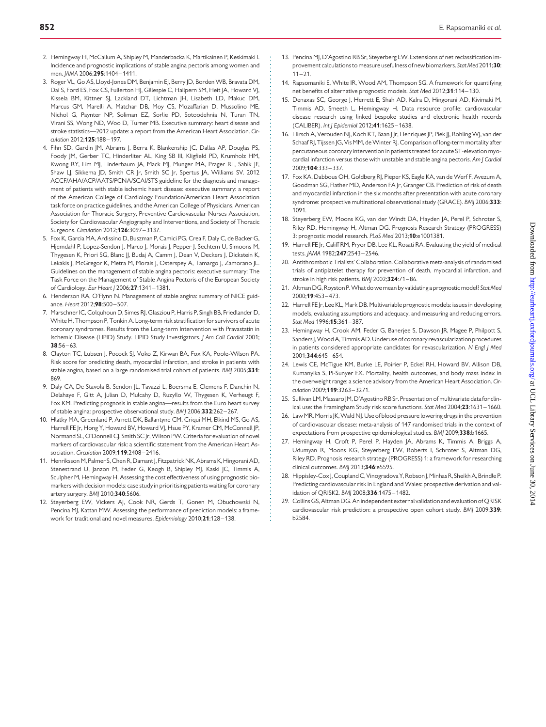2. Hemingway H, McCallum A, Shipley M, Manderbacka K, Martikainen P, Keskimaki I. Incidence and prognostic implications of stable angina pectoris among women and men. *JAMA* 2006;**295**:1404–1411.
3. Roger VL, Go AS, Lloyd-Jones DM, Benjamin EJ, Berry JD, Borden WB, Bravata DM, Dai S, Ford ES, Fox CS, Fullerton HJ, Gillespie C, Hailpern SM, Heit JA, Howard VJ, Kissela BM, Kittner SJ, Lackland DT, Lichtman JH, Lisabeth LD, Makuc DM, Marcus GM, Marelli A, Matchar DB, Moy CS, Mozaffarian D, Mussolino ME, Nichol G, Paynter NP, Soliman EZ, Sorlie PD, Sotoodehnia N, Turan TN, Virani SS, Wong ND, Woo D, Turner MB. Executive summary: heart disease and stroke statistics—2012 update: a report from the American Heart Association. *Circulation* 2012;**125**:188–197.
4. Fihn SD, Gardin JM, Abrams J, Berra K, Blankenship JC, Dallas AP, Douglas PS, Foody JM, Gerber TC, Hinderliter AL, King SB III, Kligfield PD, Krumholz HM, Kwong RY, Lim MJ, Linderbaum JA, Mack MJ, Munger MA, Prager RL, Sabik JF, Shaw LJ, Sikkema JD, Smith CR Jr, Smith SC Jr, Spertus JA, Williams SV. 2012 ACCF/AHA/ACP/AATS/PCNA/SCAI/STS guideline for the diagnosis and management of patients with stable ischemic heart disease: executive summary: a report of the American College of Cardiology Foundation/American Heart Association task force on practice guidelines, and the American College of Physicians, American Association for Thoracic Surgery, Preventive Cardiovascular Nurses Association, Society for Cardiovascular Angiography and Interventions, and Society of Thoracic Surgeons. *Circulation* 2012;**126**:3097–3137.
5. Fox K, Garcia MA, Ardissino D, Buszman P, Camici PG, Crea F, Daly C, de Backer G, Hjemdahl P, Lopez-Sendon J, Marco J, Morais J, Pepper J, Sechtem U, Simoons M, Thygesen K, Priori SG, Blanc JJ, Budaj A, Camm J, Dean V, Deckers J, Dickstein K, Lekakis J, McGregor K, Metra M, Morais J, Osterspey A, Tamargo J, Zamorano JL. Guidelines on the management of stable angina pectoris: executive summary: The Task Force on the Management of Stable Angina Pectoris of the European Society of Cardiology. *Eur Heart J* 2006;**27**:1341–1381.
6. Henderson RA, O'Flynn N. Management of stable angina: summary of NICE guidance. *Heart* 2012;**98**:500–507.
7. Marschner IC, Colquhoun D, Simes RJ, Glasziou P, Harris P, Singh BB, Friedlander D, White H, Thompson P, Tonkin A. Long-term risk stratification for survivors of acute coronary syndromes. Results from the Long-term Intervention with Pravastatin in Ischemic Disease (LIPID) Study. LIPID Study Investigators. *J Am Coll Cardiol* 2001; **38**:56–63.
8. Clayton TC, Lubsen J, Pocock SJ, Voko Z, Kirwan BA, Fox KA, Poole-Wilson PA. Risk score for predicting death, myocardial infarction, and stroke in patients with stable angina, based on a large randomised trial cohort of patients. *BMJ* 2005;**331**: 869.
9. Daly CA, De Stavola B, Sendon JL, Tavazzi L, Boersma E, Clemens F, Danchin N, Delahaye F, Gitt A, Julian D, Mulcahy D, Ruzyllo W, Thygesen K, Verheugt F, Fox KM. Predicting prognosis in stable angina—results from the Euro heart survey of stable angina: prospective observational study. *BMJ* 2006;**332**:262–267.
10. Hlatky MA, Greenland P, Arnett DK, Ballantyne CM, Criqui MH, Elkind MS, Go AS, Harrell FE Jr, Hong Y, Howard BV, Howard VJ, Hsue PY, Kramer CM, McConnell JP, Normand SL, O'Donnell CJ, Smith SC Jr, Wilson PW. Criteria for evaluation of novel markers of cardiovascular risk: a scientific statement from the American Heart Association. *Circulation* 2009;**119**:2408–2416.
11. Henriksson M, Palmer S, Chen R, Damant J, Fitzpatrick NK, Abrams K, Hingorani AD, Stenestrand U, Janzon M, Feder G, Keogh B, Shipley MJ, Kaski JC, Timmis A, Sculpher M, Hemingway H. Assessing the cost effectiveness of using prognostic biomarkers with decision models: case study in prioritising patients waiting for coronary artery surgery. *BMJ* 2010;**340**:5606.
12. Steyerberg EW, Vickers AJ, Cook NR, Gerds T, Gonen M, Obuchowski N, Pencina MJ, Kattan MW. Assessing the performance of prediction models: a framework for traditional and novel measures. *Epidemiology* 2010;**21**:128–138.
13. Pencina MJ, D'Agostino RB Sr, Steyerberg EW. Extensions of net reclassification improvement calculations to measure usefulness of new biomarkers. *Stat Med* 2011;**30**: 11–21.
14. Rapsomaniki E, White IR, Wood AM, Thompson SG. A framework for quantifying net benefits of alternative prognostic models. *Stat Med* 2012;**31**:114–130.
15. Denaxas SC, George J, Herrett E, Shah AD, Kalra D, Hingorani AD, Kivimaki M, Timmis AD, Smeeth L, Hemingway H. Data resource profile: cardiovascular disease research using linked bespoke studies and electronic health records (CALIBER). *Int J Epidemiol* 2012;**41**:1625–1638.
16. Hirsch A, Verouden NJ, Koch KT, Baan J Jr, Henriques JP, Piek JJ, Rohling WJ, van der Schaaf RJ, Tijssen JG, Vis MM, de Winter RJ. Comparison of long-term mortality after percutaneous coronary intervention in patients treated for acute ST-elevation myocardial infarction versus those with unstable and stable angina pectoris. *Am J Cardiol* 2009;**104**:333–337.
17. Fox KA, Dabbous OH, Goldberg RJ, Pieper KS, Eagle KA, van de Werf F, Avezum A, Goodman SG, Flather MD, Anderson FA Jr, Granger CB. Prediction of risk of death and myocardial infarction in the six months after presentation with acute coronary syndrome: prospective multinational observational study (GRACE). *BMJ* 2006;**333**: 1091.
18. Steyerberg EW, Moons KG, van der Windt DA, Hayden JA, Perel P, Schroter S, Riley RD, Hemingway H, Altman DG. Prognosis Research Strategy (PROGRESS) 3: prognostic model research. *PLoS Med* 2013;**10**:e1001381.
19. Harrell FE Jr, Califf RM, Pryor DB, Lee KL, Rosati RA. Evaluating the yield of medical tests. *JAMA* 1982;**247**:2543–2546.
20. Antithrombotic Trialists' Collaboration. Collaborative meta-analysis of randomised trials of antiplatelet therapy for prevention of death, myocardial infarction, and stroke in high risk patients. *BMJ* 2002;**324**:71–86.
21. Altman DG, Royston P. What do we mean by validating a prognostic model? *Stat Med* 2000;**19**:453–473.
22. Harrell FE Jr, Lee KL, Mark DB. Multivariable prognostic models: issues in developing models, evaluating assumptions and adequacy, and measuring and reducing errors. *Stat Med* 1996;**15**:361–387.
23. Hemingway H, Crook AM, Feder G, Banerjee S, Dawson JR, Magee P, Philpott S, Sanders J, Wood A, Timmis AD. Underuse of coronary revascularization procedures in patients considered appropriate candidates for revascularization. *N Engl J Med* 2001;**344**:645–654.
24. Lewis CE, McTigue KM, Burke LE, Poirier P, Eckel RH, Howard BV, Allison DB, Kumanyika S, Pi-Sunyer FX. Mortality, health outcomes, and body mass index in the overweight range: a science advisory from the American Heart Association. *Circulation* 2009;**119**:3263–3271.
25. Sullivan LM, Massaro JM, D'Agostino RB Sr. Presentation of multivariate data for clinical use: the Framingham Study risk score functions. *Stat Med* 2004;**23**:1631–1660.
26. Law MR, Morris JK, Wald NJ. Use of blood pressure lowering drugs in the prevention of cardiovascular disease: meta-analysis of 147 randomised trials in the context of expectations from prospective epidemiological studies. *BMJ* 2009;**338**:b1665.
27. Hemingway H, Croft P, Perel P, Hayden JA, Abrams K, Timmis A, Briggs A, Udumyan R, Moons KG, Steyerberg EW, Roberts I, Schroter S, Altman DG, Riley RD. Prognosis research strategy (PROGRESS) 1: a framework for researching clinical outcomes. *BMJ* 2013;**346**:e5595.
28. Hippisley-Cox J, Coupland C, Vinogradova Y, Robson J, Minhas R, Sheikh A, Brindle P. Predicting cardiovascular risk in England and Wales: prospective derivation and validation of QRISK2. *BMJ* 2008;**336**:1475–1482.
29. Collins GS, Altman DG. An independent external validation and evaluation of QRISK cardiovascular risk prediction: a prospective open cohort study. *BMJ* 2009;**339**: b2584.